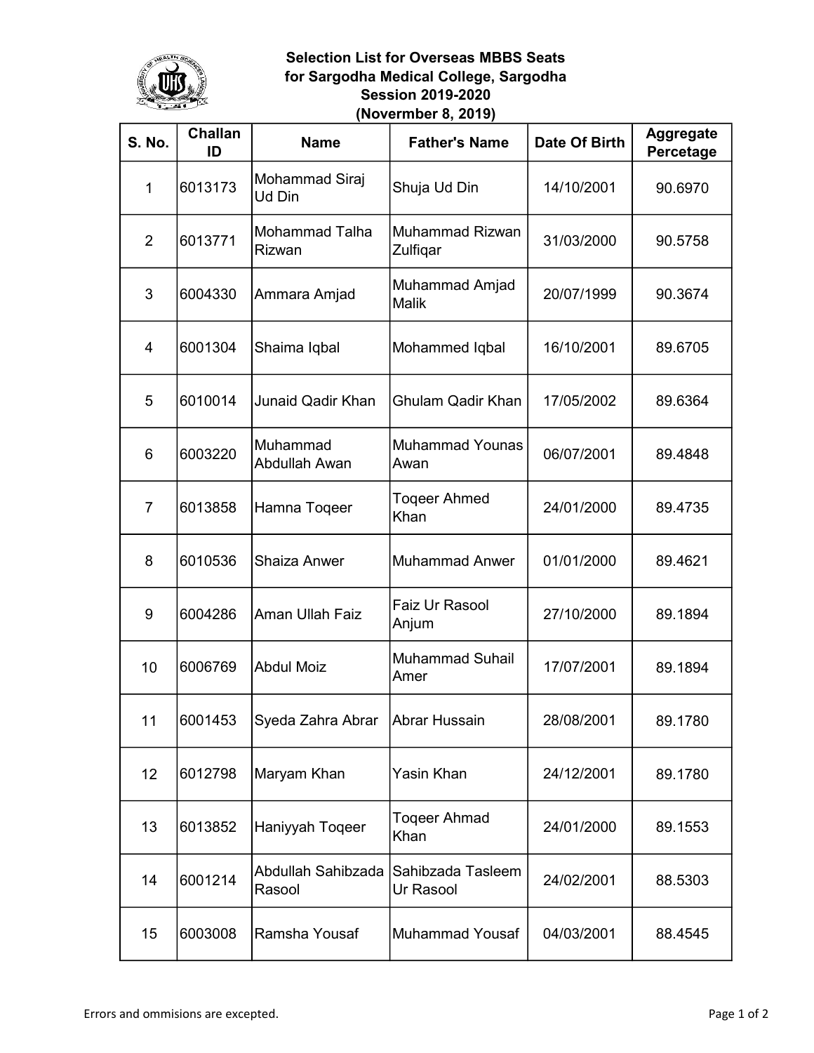# Selection List for Overseas MBBS Seats for Sargodha Medical College, Sargodha Session 2019-2020 (Novermber 8, 2019)

| S. No. | Challan ID | Name | Father's Name | Date Of Birth | Aggregate Percetage |
|---|---|---|---|---|---|
| 1 | 6013173 | Mohammad Siraj Ud Din | Shuja Ud Din | 14/10/2001 | 90.6970 |
| 2 | 6013771 | Mohammad Talha Rizwan | Muhammad Rizwan Zulfiqar | 31/03/2000 | 90.5758 |
| 3 | 6004330 | Ammara Amjad | Muhammad Amjad Malik | 20/07/1999 | 90.3674 |
| 4 | 6001304 | Shaima Iqbal | Mohammed Iqbal | 16/10/2001 | 89.6705 |
| 5 | 6010014 | Junaid Qadir Khan | Ghulam Qadir Khan | 17/05/2002 | 89.6364 |
| 6 | 6003220 | Muhammad Abdullah Awan | Muhammad Younas Awan | 06/07/2001 | 89.4848 |
| 7 | 6013858 | Hamna Toqeer | Toqeer Ahmed Khan | 24/01/2000 | 89.4735 |
| 8 | 6010536 | Shaiza Anwer | Muhammad Anwer | 01/01/2000 | 89.4621 |
| 9 | 6004286 | Aman Ullah Faiz | Faiz Ur Rasool Anjum | 27/10/2000 | 89.1894 |
| 10 | 6006769 | Abdul Moiz | Muhammad Suhail Amer | 17/07/2001 | 89.1894 |
| 11 | 6001453 | Syeda Zahra Abrar | Abrar Hussain | 28/08/2001 | 89.1780 |
| 12 | 6012798 | Maryam Khan | Yasin Khan | 24/12/2001 | 89.1780 |
| 13 | 6013852 | Haniyyah Toqeer | Toqeer Ahmad Khan | 24/01/2000 | 89.1553 |
| 14 | 6001214 | Abdullah Sahibzada Rasool | Sahibzada Tasleem Ur Rasool | 24/02/2001 | 88.5303 |
| 15 | 6003008 | Ramsha Yousaf | Muhammad Yousaf | 04/03/2001 | 88.4545 |

Errors and ommisions are excepted.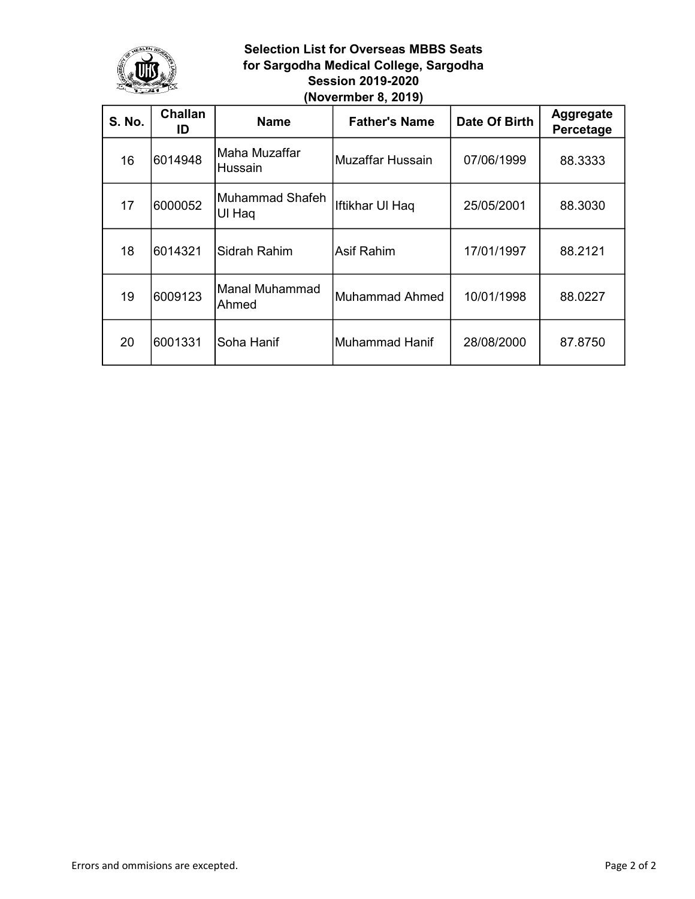**Selection List for Overseas MBBS Seats**
**for Sargodha Medical College, Sargodha**
**Session 2019-2020**
**(Novermber 8, 2019)**

| S. No. | Challan ID | Name | Father's Name | Date Of Birth | Aggregate Percetage |
|---|---|---|---|---|---|
| 16 | 6014948 | Maha Muzaffar Hussain | Muzaffar Hussain | 07/06/1999 | 88.3333 |
| 17 | 6000052 | Muhammad Shafeh Ul Haq | Iftikhar Ul Haq | 25/05/2001 | 88.3030 |
| 18 | 6014321 | Sidrah Rahim | Asif Rahim | 17/01/1997 | 88.2121 |
| 19 | 6009123 | Manal Muhammad Ahmed | Muhammad Ahmed | 10/01/1998 | 88.0227 |
| 20 | 6001331 | Soha Hanif | Muhammad Hanif | 28/08/2000 | 87.8750 |

Errors and ommisions are excepted.